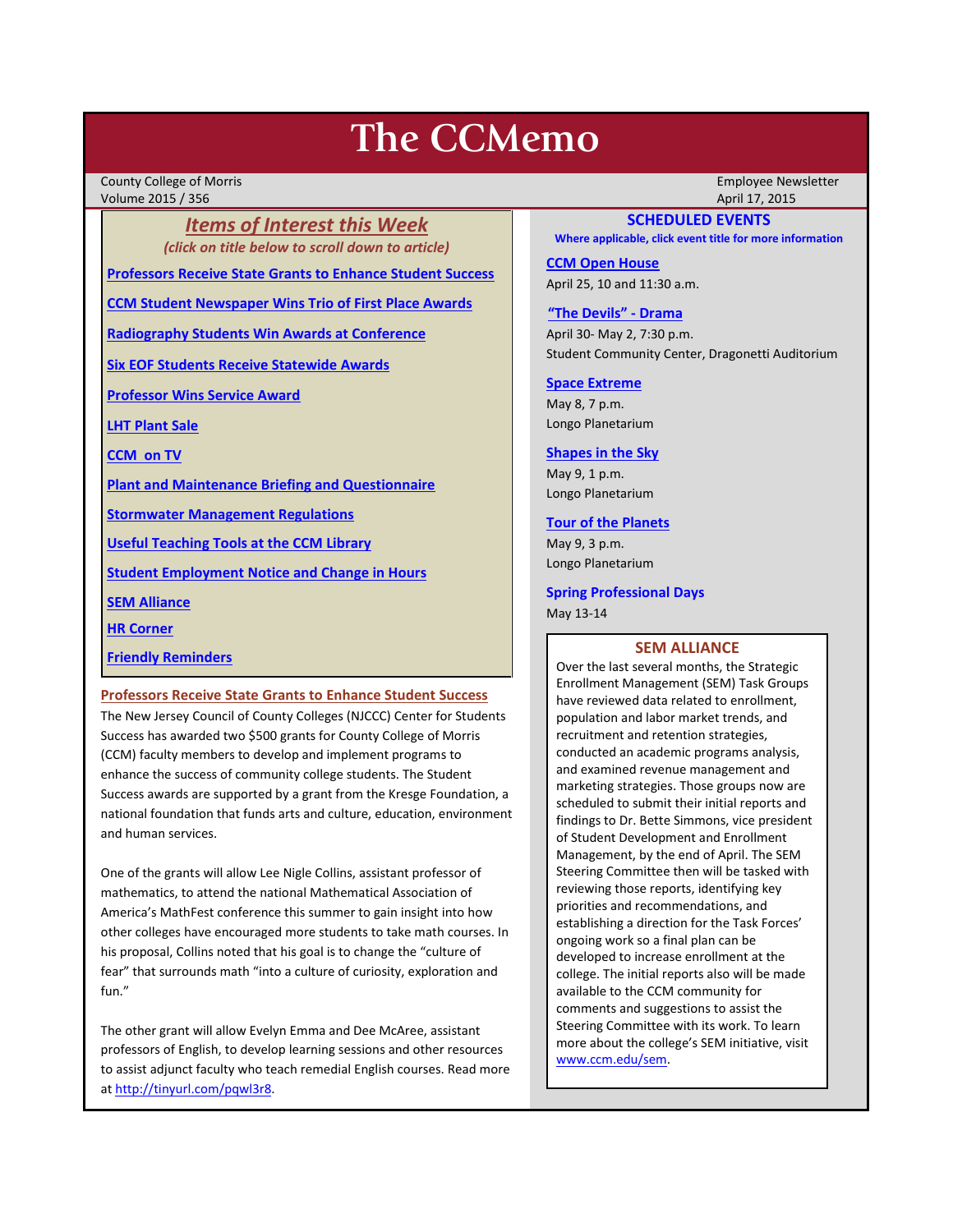# The CCMemo

County College of Morris
Volume 2015 / 356

Employee Newsletter
April 17, 2015

## *Items of Interest this Week*

*(click on title below to scroll down to article)*

- Professors Receive State Grants to Enhance Student Success
- CCM Student Newspaper Wins Trio of First Place Awards
- Radiography Students Win Awards at Conference
- Six EOF Students Receive Statewide Awards
- Professor Wins Service Award
- LHT Plant Sale
- CCM on TV
- Plant and Maintenance Briefing and Questionnaire
- Stormwater Management Regulations
- Useful Teaching Tools at the CCM Library
- Student Employment Notice and Change in Hours
- SEM Alliance
- HR Corner
- Friendly Reminders

### Professors Receive State Grants to Enhance Student Success

The New Jersey Council of County Colleges (NJCCC) Center for Students Success has awarded two $500 grants for County College of Morris (CCM) faculty members to develop and implement programs to enhance the success of community college students. The Student Success awards are supported by a grant from the Kresge Foundation, a national foundation that funds arts and culture, education, environment and human services.

One of the grants will allow Lee Nigle Collins, assistant professor of mathematics, to attend the national Mathematical Association of America's MathFest conference this summer to gain insight into how other colleges have encouraged more students to take math courses. In his proposal, Collins noted that his goal is to change the "culture of fear" that surrounds math "into a culture of curiosity, exploration and fun."

The other grant will allow Evelyn Emma and Dee McAree, assistant professors of English, to develop learning sessions and other resources to assist adjunct faculty who teach remedial English courses. Read more at http://tinyurl.com/pqwl3r8.

## SCHEDULED EVENTS

**Where applicable, click event title for more information**

**CCM Open House**
April 25, 10 and 11:30 a.m.

**"The Devils" - Drama**
April 30- May 2, 7:30 p.m.
Student Community Center, Dragonetti Auditorium

**Space Extreme**
May 8, 7 p.m.
Longo Planetarium

**Shapes in the Sky**
May 9, 1 p.m.
Longo Planetarium

**Tour of the Planets**
May 9, 3 p.m.
Longo Planetarium

**Spring Professional Days**
May 13-14

### SEM ALLIANCE

Over the last several months, the Strategic Enrollment Management (SEM) Task Groups have reviewed data related to enrollment, population and labor market trends, and recruitment and retention strategies, conducted an academic programs analysis, and examined revenue management and marketing strategies. Those groups now are scheduled to submit their initial reports and findings to Dr. Bette Simmons, vice president of Student Development and Enrollment Management, by the end of April. The SEM Steering Committee then will be tasked with reviewing those reports, identifying key priorities and recommendations, and establishing a direction for the Task Forces' ongoing work so a final plan can be developed to increase enrollment at the college. The initial reports also will be made available to the CCM community for comments and suggestions to assist the Steering Committee with its work. To learn more about the college's SEM initiative, visit www.ccm.edu/sem.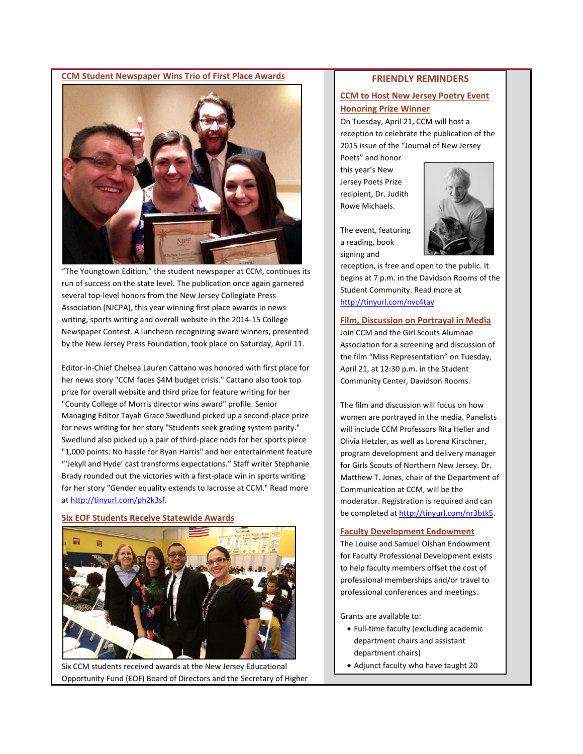## CCM Student Newspaper Wins Trio of First Place Awards

"The Youngtown Edition," the student newspaper at CCM, continues its run of success on the state level. The publication once again garnered several top-level honors from the New Jersey Collegiate Press Association (NJCPA), this year winning first place awards in news writing, sports writing and overall website in the 2014-15 College Newspaper Contest. A luncheon recognizing award winners, presented by the New Jersey Press Foundation, took place on Saturday, April 11.

Editor-in-Chief Chelsea Lauren Cattano was honored with first place for her news story "CCM faces $4M budget crisis." Cattano also took top prize for overall website and third prize for feature writing for her "County College of Morris director wins award" profile. Senior Managing Editor Tayah Grace Swedlund picked up a second-place prize for news writing for her story "Students seek grading system parity." Swedlund also picked up a pair of third-place nods for her sports piece "1,000 points: No hassle for Ryan Harris" and her entertainment feature "'Jekyll and Hyde' cast transforms expectations." Staff writer Stephanie Brady rounded out the victories with a first-place win in sports writing for her story "Gender equality extends to lacrosse at CCM." Read more at http://tinyurl.com/ph2k3sf.

## Six EOF Students Receive Statewide Awards

Six CCM students received awards at the New Jersey Educational Opportunity Fund (EOF) Board of Directors and the Secretary of Higher

## FRIENDLY REMINDERS

### CCM to Host New Jersey Poetry Event Honoring Prize Winner

On Tuesday, April 21, CCM will host a reception to celebrate the publication of the 2015 issue of the "Journal of New Jersey Poets" and honor this year's New Jersey Poets Prize recipient, Dr. Judith Rowe Michaels.

The event, featuring a reading, book signing and reception, is free and open to the public. It begins at 7 p.m. in the Davidson Rooms of the Student Community. Read more at http://tinyurl.com/nvc4tay

### Film, Discussion on Portrayal in Media

Join CCM and the Girl Scouts Alumnae Association for a screening and discussion of the film "Miss Representation" on Tuesday, April 21, at 12:30 p.m. in the Student Community Center, Davidson Rooms.

The film and discussion will focus on how women are portrayed in the media. Panelists will include CCM Professors Rita Heller and Olivia Hetzler, as well as Lorena Kirschner, program development and delivery manager for Girls Scouts of Northern New Jersey. Dr. Matthew T. Jones, chair of the Department of Communication at CCM, will be the moderator. Registration is required and can be completed at http://tinyurl.com/nr3btk5.

### Faculty Development Endowment

The Louise and Samuel Olshan Endowment for Faculty Professional Development exists to help faculty members offset the cost of professional memberships and/or travel to professional conferences and meetings.

Grants are available to:

- Full-time faculty (excluding academic department chairs and assistant department chairs)
- Adjunct faculty who have taught 20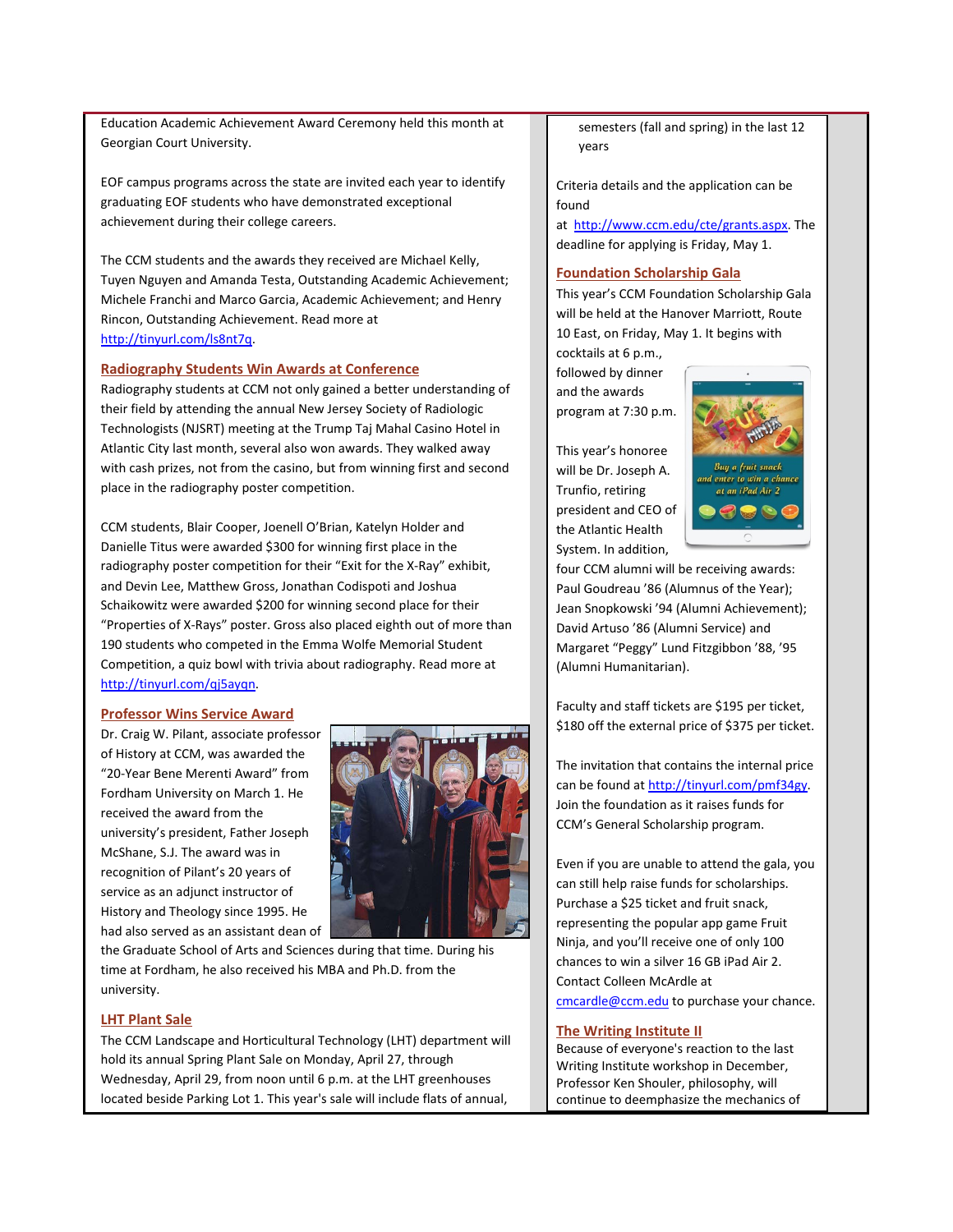Education Academic Achievement Award Ceremony held this month at Georgian Court University.

EOF campus programs across the state are invited each year to identify graduating EOF students who have demonstrated exceptional achievement during their college careers.

The CCM students and the awards they received are Michael Kelly, Tuyen Nguyen and Amanda Testa, Outstanding Academic Achievement; Michele Franchi and Marco Garcia, Academic Achievement; and Henry Rincon, Outstanding Achievement. Read more at http://tinyurl.com/ls8nt7q.

## Radiography Students Win Awards at Conference

Radiography students at CCM not only gained a better understanding of their field by attending the annual New Jersey Society of Radiologic Technologists (NJSRT) meeting at the Trump Taj Mahal Casino Hotel in Atlantic City last month, several also won awards. They walked away with cash prizes, not from the casino, but from winning first and second place in the radiography poster competition.

CCM students, Blair Cooper, Joenell O'Brian, Katelyn Holder and Danielle Titus were awarded $300 for winning first place in the radiography poster competition for their "Exit for the X-Ray" exhibit, and Devin Lee, Matthew Gross, Jonathan Codispoti and Joshua Schaikowitz were awarded $200 for winning second place for their "Properties of X-Rays" poster. Gross also placed eighth out of more than 190 students who competed in the Emma Wolfe Memorial Student Competition, a quiz bowl with trivia about radiography. Read more at http://tinyurl.com/qj5ayqn.

## Professor Wins Service Award

Dr. Craig W. Pilant, associate professor of History at CCM, was awarded the "20-Year Bene Merenti Award" from Fordham University on March 1. He received the award from the university's president, Father Joseph McShane, S.J. The award was in recognition of Pilant's 20 years of service as an adjunct instructor of History and Theology since 1995. He had also served as an assistant dean of the Graduate School of Arts and Sciences during that time. During his time at Fordham, he also received his MBA and Ph.D. from the university.

## LHT Plant Sale

The CCM Landscape and Horticultural Technology (LHT) department will hold its annual Spring Plant Sale on Monday, April 27, through Wednesday, April 29, from noon until 6 p.m. at the LHT greenhouses located beside Parking Lot 1. This year's sale will include flats of annual,

semesters (fall and spring) in the last 12 years

Criteria details and the application can be found at http://www.ccm.edu/cte/grants.aspx. The deadline for applying is Friday, May 1.

## Foundation Scholarship Gala

This year's CCM Foundation Scholarship Gala will be held at the Hanover Marriott, Route 10 East, on Friday, May 1. It begins with cocktails at 6 p.m., followed by dinner and the awards program at 7:30 p.m.

This year's honoree will be Dr. Joseph A. Trunfio, retiring president and CEO of the Atlantic Health System. In addition, four CCM alumni will be receiving awards: Paul Goudreau '86 (Alumnus of the Year); Jean Snopkowski '94 (Alumni Achievement); David Artuso '86 (Alumni Service) and Margaret "Peggy" Lund Fitzgibbon '88, '95 (Alumni Humanitarian).

Faculty and staff tickets are $195 per ticket, $180 off the external price of $375 per ticket.

The invitation that contains the internal price can be found at http://tinyurl.com/pmf34gy. Join the foundation as it raises funds for CCM's General Scholarship program.

Even if you are unable to attend the gala, you can still help raise funds for scholarships. Purchase a $25 ticket and fruit snack, representing the popular app game Fruit Ninja, and you'll receive one of only 100 chances to win a silver 16 GB iPad Air 2. Contact Colleen McArdle at cmcardle@ccm.edu to purchase your chance.

## The Writing Institute II

Because of everyone's reaction to the last Writing Institute workshop in December, Professor Ken Shouler, philosophy, will continue to deemphasize the mechanics of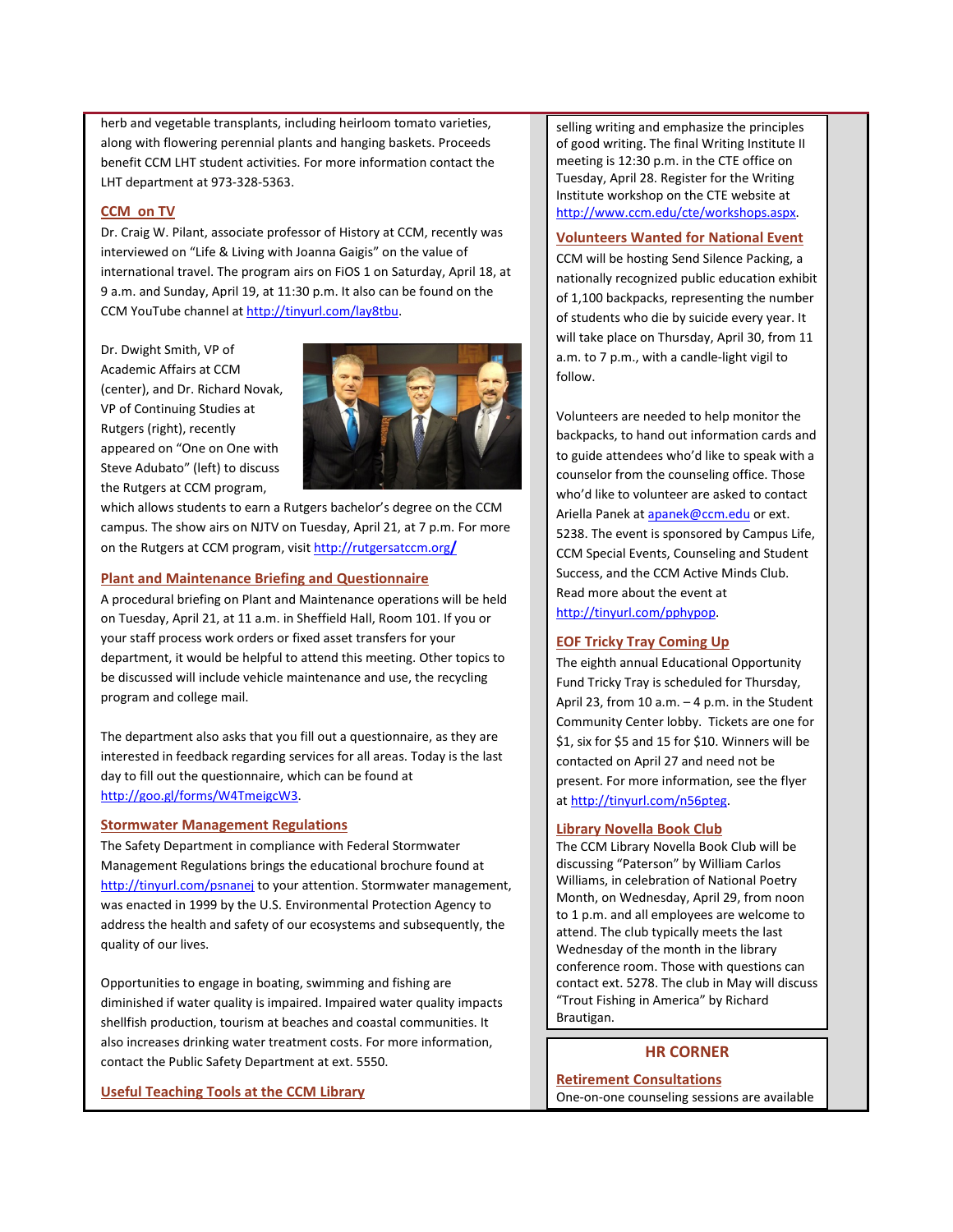herb and vegetable transplants, including heirloom tomato varieties, along with flowering perennial plants and hanging baskets. Proceeds benefit CCM LHT student activities. For more information contact the LHT department at 973-328-5363.

## CCM on TV

Dr. Craig W. Pilant, associate professor of History at CCM, recently was interviewed on "Life & Living with Joanna Gaigis" on the value of international travel. The program airs on FiOS 1 on Saturday, April 18, at 9 a.m. and Sunday, April 19, at 11:30 p.m. It also can be found on the CCM YouTube channel at http://tinyurl.com/lay8tbu.

Dr. Dwight Smith, VP of Academic Affairs at CCM (center), and Dr. Richard Novak, VP of Continuing Studies at Rutgers (right), recently appeared on "One on One with Steve Adubato" (left) to discuss the Rutgers at CCM program, which allows students to earn a Rutgers bachelor's degree on the CCM campus. The show airs on NJTV on Tuesday, April 21, at 7 p.m. For more on the Rutgers at CCM program, visit http://rutgersatccm.org/

## Plant and Maintenance Briefing and Questionnaire

A procedural briefing on Plant and Maintenance operations will be held on Tuesday, April 21, at 11 a.m. in Sheffield Hall, Room 101. If you or your staff process work orders or fixed asset transfers for your department, it would be helpful to attend this meeting. Other topics to be discussed will include vehicle maintenance and use, the recycling program and college mail.

The department also asks that you fill out a questionnaire, as they are interested in feedback regarding services for all areas. Today is the last day to fill out the questionnaire, which can be found at http://goo.gl/forms/W4TmeigcW3.

## Stormwater Management Regulations

The Safety Department in compliance with Federal Stormwater Management Regulations brings the educational brochure found at http://tinyurl.com/psnanej to your attention. Stormwater management, was enacted in 1999 by the U.S. Environmental Protection Agency to address the health and safety of our ecosystems and subsequently, the quality of our lives.

Opportunities to engage in boating, swimming and fishing are diminished if water quality is impaired. Impaired water quality impacts shellfish production, tourism at beaches and coastal communities. It also increases drinking water treatment costs. For more information, contact the Public Safety Department at ext. 5550.

## Useful Teaching Tools at the CCM Library

selling writing and emphasize the principles of good writing. The final Writing Institute II meeting is 12:30 p.m. in the CTE office on Tuesday, April 28. Register for the Writing Institute workshop on the CTE website at http://www.ccm.edu/cte/workshops.aspx.

## Volunteers Wanted for National Event

CCM will be hosting Send Silence Packing, a nationally recognized public education exhibit of 1,100 backpacks, representing the number of students who die by suicide every year. It will take place on Thursday, April 30, from 11 a.m. to 7 p.m., with a candle-light vigil to follow.

Volunteers are needed to help monitor the backpacks, to hand out information cards and to guide attendees who'd like to speak with a counselor from the counseling office. Those who'd like to volunteer are asked to contact Ariella Panek at apanek@ccm.edu or ext. 5238. The event is sponsored by Campus Life, CCM Special Events, Counseling and Student Success, and the CCM Active Minds Club. Read more about the event at http://tinyurl.com/pphypop.

## EOF Tricky Tray Coming Up

The eighth annual Educational Opportunity Fund Tricky Tray is scheduled for Thursday, April 23, from 10 a.m. – 4 p.m. in the Student Community Center lobby. Tickets are one for $1, six for $5 and 15 for $10. Winners will be contacted on April 27 and need not be present. For more information, see the flyer at http://tinyurl.com/n56pteg.

## Library Novella Book Club

The CCM Library Novella Book Club will be discussing "Paterson" by William Carlos Williams, in celebration of National Poetry Month, on Wednesday, April 29, from noon to 1 p.m. and all employees are welcome to attend. The club typically meets the last Wednesday of the month in the library conference room. Those with questions can contact ext. 5278. The club in May will discuss "Trout Fishing in America" by Richard Brautigan.

# HR CORNER

## Retirement Consultations

One-on-one counseling sessions are available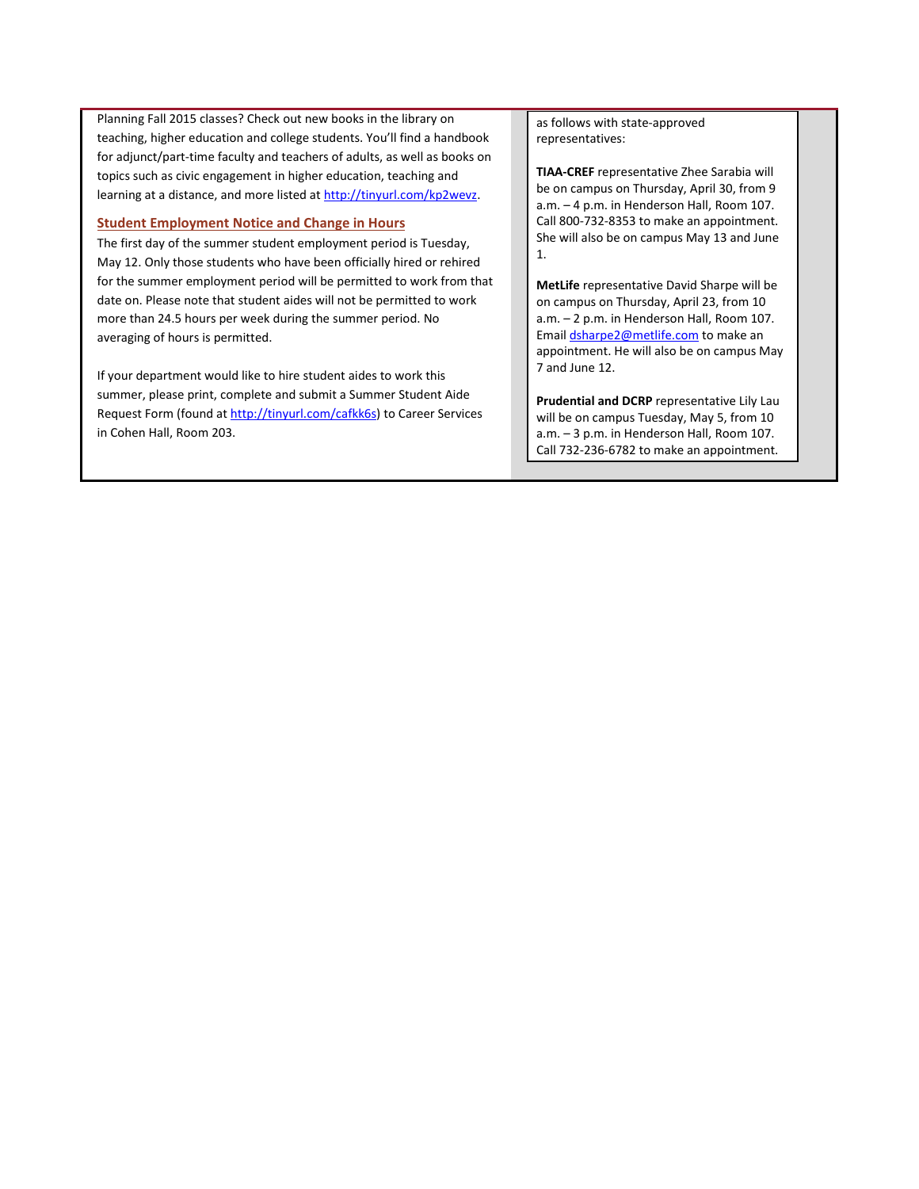Planning Fall 2015 classes? Check out new books in the library on teaching, higher education and college students. You'll find a handbook for adjunct/part-time faculty and teachers of adults, as well as books on topics such as civic engagement in higher education, teaching and learning at a distance, and more listed at http://tinyurl.com/kp2wevz.

## Student Employment Notice and Change in Hours

The first day of the summer student employment period is Tuesday, May 12. Only those students who have been officially hired or rehired for the summer employment period will be permitted to work from that date on. Please note that student aides will not be permitted to work more than 24.5 hours per week during the summer period. No averaging of hours is permitted.

If your department would like to hire student aides to work this summer, please print, complete and submit a Summer Student Aide Request Form (found at http://tinyurl.com/cafkk6s) to Career Services in Cohen Hall, Room 203.

as follows with state-approved representatives:

**TIAA-CREF** representative Zhee Sarabia will be on campus on Thursday, April 30, from 9 a.m. – 4 p.m. in Henderson Hall, Room 107. Call 800-732-8353 to make an appointment. She will also be on campus May 13 and June 1.

**MetLife** representative David Sharpe will be on campus on Thursday, April 23, from 10 a.m. – 2 p.m. in Henderson Hall, Room 107. Email dsharpe2@metlife.com to make an appointment. He will also be on campus May 7 and June 12.

**Prudential and DCRP** representative Lily Lau will be on campus Tuesday, May 5, from 10 a.m. – 3 p.m. in Henderson Hall, Room 107. Call 732-236-6782 to make an appointment.